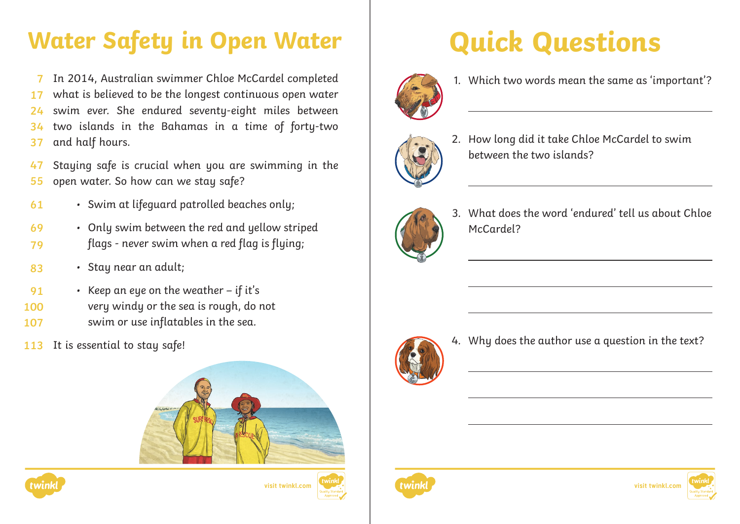# Water Safety in Open Water

7 In 2014, Australian swimmer Chloe McCardel completed
17 what is believed to be the longest continuous open water
24 swim ever. She endured seventy-eight miles between
34 two islands in the Bahamas in a time of forty-two
37 and half hours.

47 Staying safe is crucial when you are swimming in the
55 open water. So how can we stay safe?

61 • Swim at lifeguard patrolled beaches only;

69 • Only swim between the red and yellow striped
79 flags - never swim when a red flag is flying;

83 • Stay near an adult;

91 • Keep an eye on the weather – if it's
100 very windy or the sea is rough, do not
107 swim or use inflatables in the sea.

113 It is essential to stay safe!

# Quick Questions

1. Which two words mean the same as 'important'?

2. How long did it take Chloe McCardel to swim between the two islands?

3. What does the word 'endured' tell us about Chloe McCardel?

4. Why does the author use a question in the text?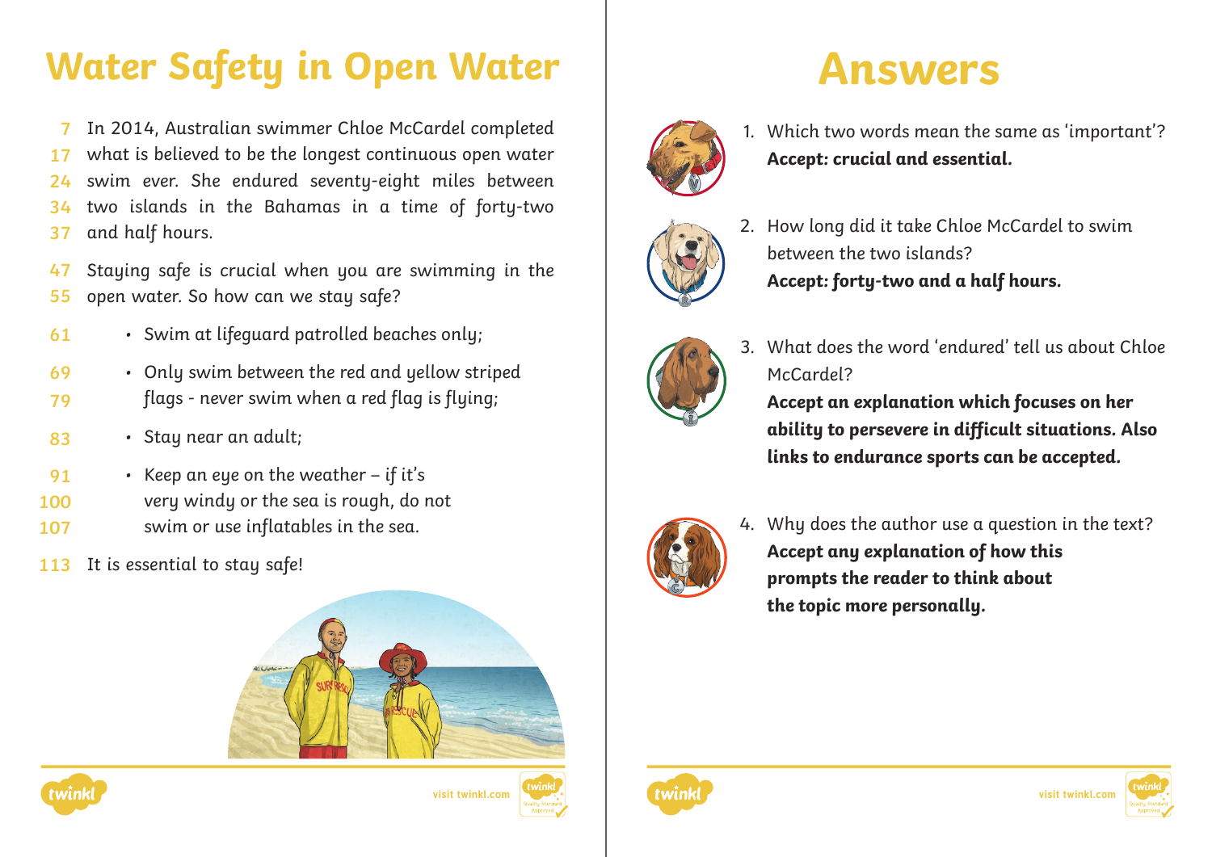# Water Safety in Open Water

7 In 2014, Australian swimmer Chloe McCardel completed
17 what is believed to be the longest continuous open water
24 swim ever. She endured seventy-eight miles between
34 two islands in the Bahamas in a time of forty-two
37 and half hours.

47 Staying safe is crucial when you are swimming in the
55 open water. So how can we stay safe?

61 • Swim at lifeguard patrolled beaches only;

69 • Only swim between the red and yellow striped
79 flags - never swim when a red flag is flying;

83 • Stay near an adult;

91 • Keep an eye on the weather – if it's
100 very windy or the sea is rough, do not
107 swim or use inflatables in the sea.

113 It is essential to stay safe!

# Answers

1. Which two words mean the same as 'important'?
   **Accept: crucial and essential.**

2. How long did it take Chloe McCardel to swim between the two islands?
   **Accept: forty-two and a half hours.**

3. What does the word 'endured' tell us about Chloe McCardel?
   **Accept an explanation which focuses on her ability to persevere in difficult situations. Also links to endurance sports can be accepted.**

4. Why does the author use a question in the text?
   **Accept any explanation of how this prompts the reader to think about the topic more personally.**